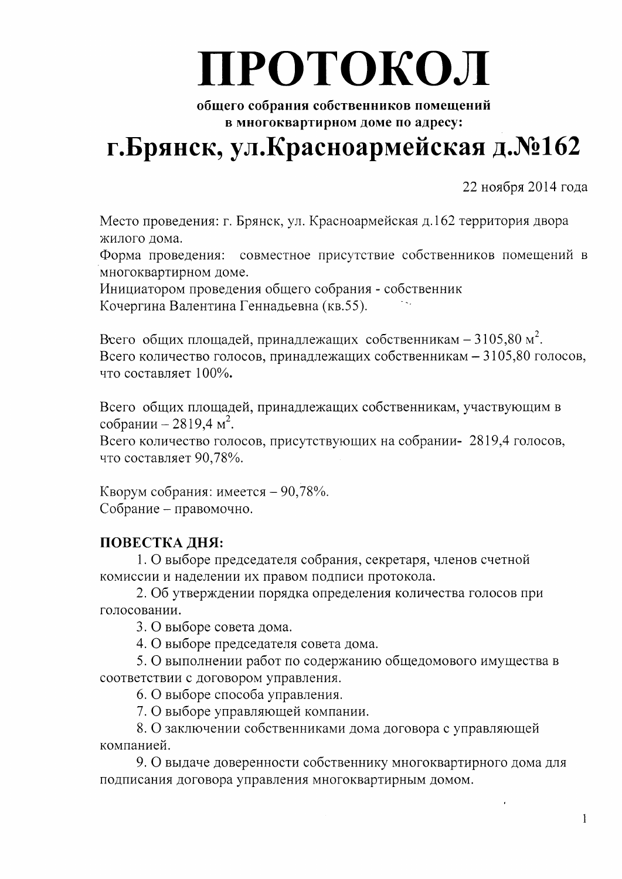# ПРОТОКОЛ

**общего собрания собственников помещений в многоквартирном доме по адресу:**

# г.Брянск, ул.Красноармейская д.№162

22 ноября 2014 года

Место проведения: г. Брянск, ул. Красноармейская д.162 территория двора жилого дома.

Форма проведения: совместное присутствие собственников помещений в многоквартирном доме.

Инициатором проведения общего собрания - собственник Кочергина Валентина Геннадьевна (кв.55).

Всего общих площадей, принадлежащих собственникам – 3105,80 м$^2$.

Всего количество голосов, принадлежащих собственникам – 3105,80 голосов, что составляет 100%.

Всего общих площадей, принадлежащих собственникам, участвующим в собрании – 2819,4 м$^2$.

Всего количество голосов, присутствующих на собрании- 2819,4 голосов, что составляет 90,78%.

Кворум собрания: имеется – 90,78%.

Собрание – правомочно.

**ПОВЕСТКА ДНЯ:**

1. О выборе председателя собрания, секретаря, членов счетной комиссии и наделении их правом подписи протокола.
2. Об утверждении порядка определения количества голосов при голосовании.
3. О выборе совета дома.
4. О выборе председателя совета дома.
5. О выполнении работ по содержанию общедомового имущества в соответствии с договором управления.
6. О выборе способа управления.
7. О выборе управляющей компании.
8. О заключении собственниками дома договора с управляющей компанией.
9. О выдаче доверенности собственнику многоквартирного дома для подписания договора управления многоквартирным домом.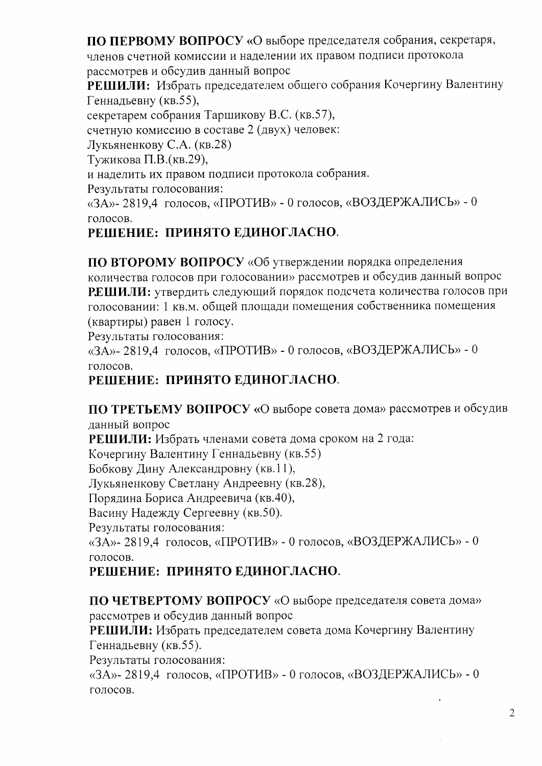**ПО ПЕРВОМУ ВОПРОСУ** «О выборе председателя собрания, секретаря, членов счетной комиссии и наделении их правом подписи протокола рассмотрев и обсудив данный вопрос

**РЕШИЛИ:** Избрать председателем общего собрания Кочергину Валентину Геннадьевну (кв.55),

секретарем собрания Таршикову В.С. (кв.57),

счетную комиссию в составе 2 (двух) человек:

Лукьяненкову С.А. (кв.28)

Тужикова П.В.(кв.29),

и наделить их правом подписи протокола собрания.

Результаты голосования:

«ЗА»- 2819,4 голосов, «ПРОТИВ» - 0 голосов, «ВОЗДЕРЖАЛИСЬ» - 0 голосов.

**РЕШЕНИЕ: ПРИНЯТО ЕДИНОГЛАСНО.**

**ПО ВТОРОМУ ВОПРОСУ** «Об утверждении порядка определения количества голосов при голосовании» рассмотрев и обсудив данный вопрос

**РЕШИЛИ:** утвердить следующий порядок подсчета количества голосов при голосовании: 1 кв.м. общей площади помещения собственника помещения (квартиры) равен 1 голосу.

Результаты голосования:

«ЗА»- 2819,4 голосов, «ПРОТИВ» - 0 голосов, «ВОЗДЕРЖАЛИСЬ» - 0 голосов.

**РЕШЕНИЕ: ПРИНЯТО ЕДИНОГЛАСНО.**

**ПО ТРЕТЬЕМУ ВОПРОСУ** «О выборе совета дома» рассмотрев и обсудив данный вопрос

**РЕШИЛИ:** Избрать членами совета дома сроком на 2 года:

Кочергину Валентину Геннадьевну (кв.55)

Бобкову Дину Александровну (кв.11),

Лукьяненкову Светлану Андреевну (кв.28),

Порядина Бориса Андреевича (кв.40),

Васину Надежду Сергеевну (кв.50).

Результаты голосования:

«ЗА»- 2819,4 голосов, «ПРОТИВ» - 0 голосов, «ВОЗДЕРЖАЛИСЬ» - 0 голосов.

**РЕШЕНИЕ: ПРИНЯТО ЕДИНОГЛАСНО.**

**ПО ЧЕТВЕРТОМУ ВОПРОСУ** «О выборе председателя совета дома» рассмотрев и обсудив данный вопрос

**РЕШИЛИ:** Избрать председателем совета дома Кочергину Валентину Геннадьевну (кв.55).

Результаты голосования:

«ЗА»- 2819,4 голосов, «ПРОТИВ» - 0 голосов, «ВОЗДЕРЖАЛИСЬ» - 0 голосов.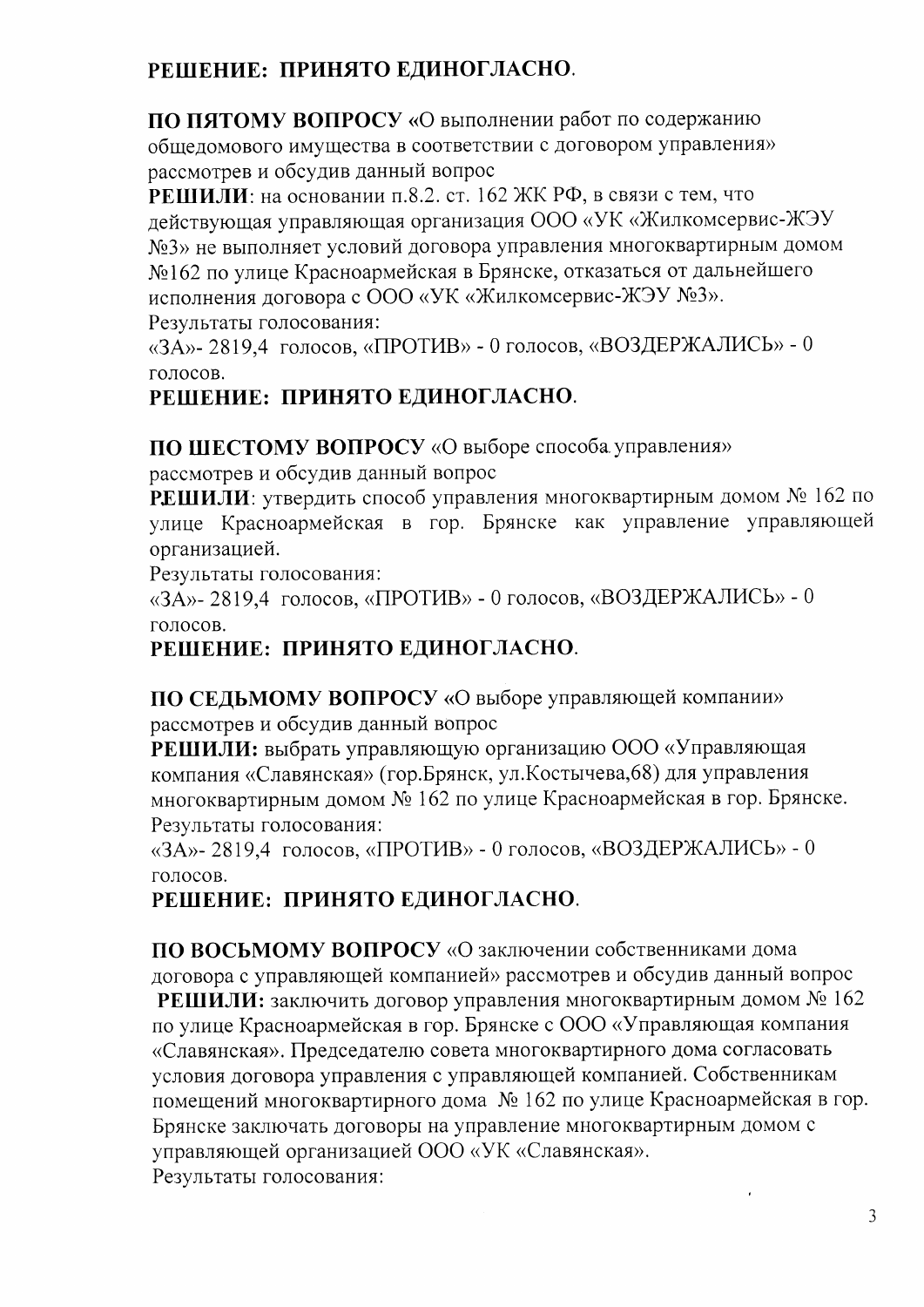**РЕШЕНИЕ: ПРИНЯТО ЕДИНОГЛАСНО.**

**ПО ПЯТОМУ ВОПРОСУ** «О выполнении работ по содержанию общедомового имущества в соответствии с договором управления» рассмотрев и обсудив данный вопрос

**РЕШИЛИ**: на основании п.8.2. ст. 162 ЖК РФ, в связи с тем, что действующая управляющая организация ООО «УК «Жилкомсервис-ЖЭУ №3» не выполняет условий договора управления многоквартирным домом №162 по улице Красноармейская в Брянске, отказаться от дальнейшего исполнения договора с ООО «УК «Жилкомсервис-ЖЭУ №3».

Результаты голосования:

«ЗА»- 2819,4 голосов, «ПРОТИВ» - 0 голосов, «ВОЗДЕРЖАЛИСЬ» - 0 голосов.

**РЕШЕНИЕ: ПРИНЯТО ЕДИНОГЛАСНО.**

**ПО ШЕСТОМУ ВОПРОСУ** «О выборе способа управления» рассмотрев и обсудив данный вопрос

**РЕШИЛИ**: утвердить способ управления многоквартирным домом № 162 по улице Красноармейская в гор. Брянске как управление управляющей организацией.

Результаты голосования:

«ЗА»- 2819,4 голосов, «ПРОТИВ» - 0 голосов, «ВОЗДЕРЖАЛИСЬ» - 0 голосов.

**РЕШЕНИЕ: ПРИНЯТО ЕДИНОГЛАСНО.**

**ПО СЕДЬМОМУ ВОПРОСУ** «О выборе управляющей компании» рассмотрев и обсудив данный вопрос

**РЕШИЛИ:** выбрать управляющую организацию ООО «Управляющая компания «Славянская» (гор.Брянск, ул.Костычева,68) для управления многоквартирным домом № 162 по улице Красноармейская в гор. Брянске.

Результаты голосования:

«ЗА»- 2819,4 голосов, «ПРОТИВ» - 0 голосов, «ВОЗДЕРЖАЛИСЬ» - 0 голосов.

**РЕШЕНИЕ: ПРИНЯТО ЕДИНОГЛАСНО.**

**ПО ВОСЬМОМУ ВОПРОСУ** «О заключении собственниками дома договора с управляющей компанией» рассмотрев и обсудив данный вопрос

**РЕШИЛИ:** заключить договор управления многоквартирным домом № 162 по улице Красноармейская в гор. Брянске с ООО «Управляющая компания «Славянская». Председателю совета многоквартирного дома согласовать условия договора управления с управляющей компанией. Собственникам помещений многоквартирного дома № 162 по улице Красноармейская в гор. Брянске заключать договоры на управление многоквартирным домом с управляющей организацией ООО «УК «Славянская».

Результаты голосования: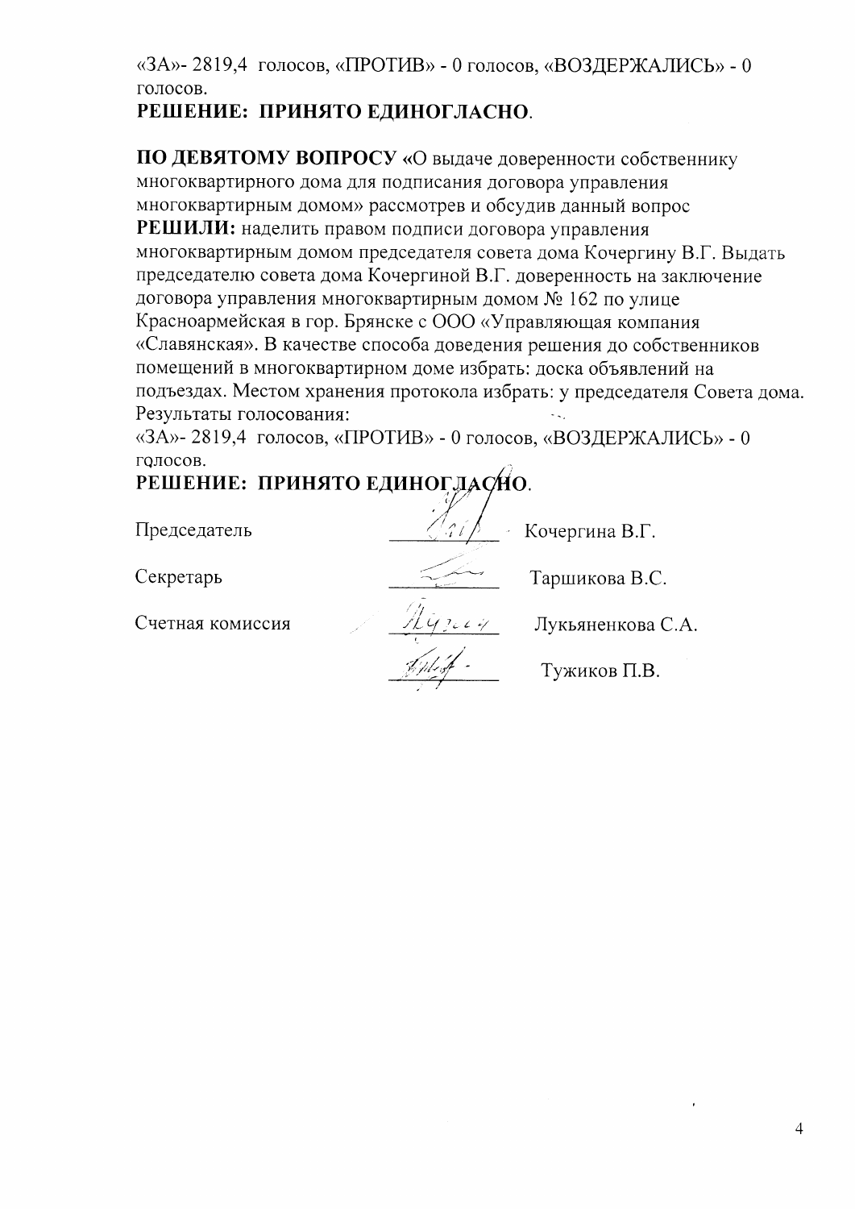«ЗА»- 2819,4 голосов, «ПРОТИВ» - 0 голосов, «ВОЗДЕРЖАЛИСЬ» - 0 голосов.

**РЕШЕНИЕ: ПРИНЯТО ЕДИНОГЛАСНО.**

**ПО ДЕВЯТОМУ ВОПРОСУ «**О выдаче доверенности собственнику многоквартирного дома для подписания договора управления многоквартирным домом» рассмотрев и обсудив данный вопрос **РЕШИЛИ:** наделить правом подписи договора управления многоквартирным домом председателя совета дома Кочергину В.Г. Выдать председателю совета дома Кочергиной В.Г. доверенность на заключение договора управления многоквартирным домом № 162 по улице Красноармейская в гор. Брянске с ООО «Управляющая компания «Славянская». В качестве способа доведения решения до собственников помещений в многоквартирном доме избрать: доска объявлений на подъездах. Местом хранения протокола избрать: у председателя Совета дома. Результаты голосования:

«ЗА»- 2819,4 голосов, «ПРОТИВ» - 0 голосов, «ВОЗДЕРЖАЛИСЬ» - 0 голосов.

**РЕШЕНИЕ: ПРИНЯТО ЕДИНОГЛАСНО.**

Председатель ________ Кочергина В.Г.

Секретарь ________ Таршикова В.С.

Счетная комиссия ________ Лукьяненкова С.А.

________ Тужиков П.В.